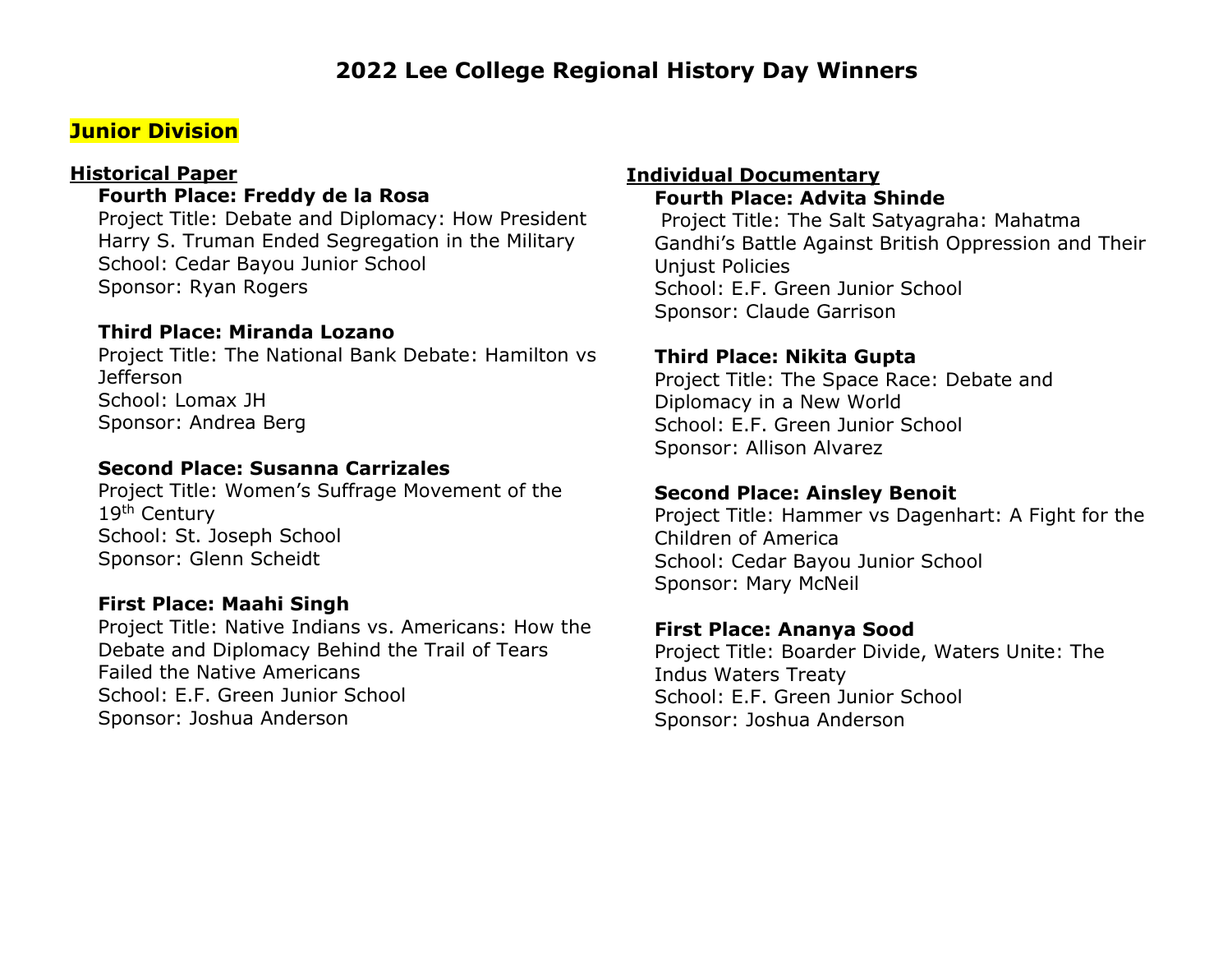# 2022 Lee College Regional History Day Winners

## Junior Division

### Historical Paper

**Fourth Place: Freddy de la Rosa**
Project Title: Debate and Diplomacy: How President Harry S. Truman Ended Segregation in the Military
School: Cedar Bayou Junior School
Sponsor: Ryan Rogers

**Third Place: Miranda Lozano**
Project Title: The National Bank Debate: Hamilton vs Jefferson
School: Lomax JH
Sponsor: Andrea Berg

**Second Place: Susanna Carrizales**
Project Title: Women's Suffrage Movement of the 19th Century
School: St. Joseph School
Sponsor: Glenn Scheidt

**First Place: Maahi Singh**
Project Title: Native Indians vs. Americans: How the Debate and Diplomacy Behind the Trail of Tears Failed the Native Americans
School: E.F. Green Junior School
Sponsor: Joshua Anderson

### Individual Documentary

**Fourth Place: Advita Shinde**
Project Title: The Salt Satyagraha: Mahatma Gandhi's Battle Against British Oppression and Their Unjust Policies
School: E.F. Green Junior School
Sponsor: Claude Garrison

**Third Place: Nikita Gupta**
Project Title: The Space Race: Debate and Diplomacy in a New World
School: E.F. Green Junior School
Sponsor: Allison Alvarez

**Second Place: Ainsley Benoit**
Project Title: Hammer vs Dagenhart: A Fight for the Children of America
School: Cedar Bayou Junior School
Sponsor: Mary McNeil

**First Place: Ananya Sood**
Project Title: Boarder Divide, Waters Unite: The Indus Waters Treaty
School: E.F. Green Junior School
Sponsor: Joshua Anderson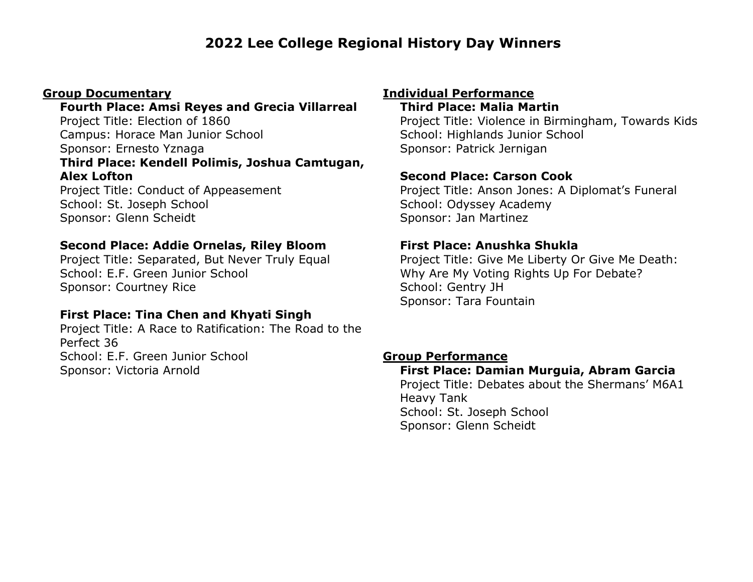# 2022 Lee College Regional History Day Winners

## Group Documentary

**Fourth Place: Amsi Reyes and Grecia Villarreal**
Project Title: Election of 1860
Campus: Horace Man Junior School
Sponsor: Ernesto Yznaga

**Third Place: Kendell Polimis, Joshua Camtugan, Alex Lofton**
Project Title: Conduct of Appeasement
School: St. Joseph School
Sponsor: Glenn Scheidt

**Second Place: Addie Ornelas, Riley Bloom**
Project Title: Separated, But Never Truly Equal
School: E.F. Green Junior School
Sponsor: Courtney Rice

**First Place: Tina Chen and Khyati Singh**
Project Title: A Race to Ratification: The Road to the Perfect 36
School: E.F. Green Junior School
Sponsor: Victoria Arnold

## Individual Performance

**Third Place: Malia Martin**
Project Title: Violence in Birmingham, Towards Kids
School: Highlands Junior School
Sponsor: Patrick Jernigan

**Second Place: Carson Cook**
Project Title: Anson Jones: A Diplomat's Funeral
School: Odyssey Academy
Sponsor: Jan Martinez

**First Place: Anushka Shukla**
Project Title: Give Me Liberty Or Give Me Death: Why Are My Voting Rights Up For Debate?
School: Gentry JH
Sponsor: Tara Fountain

## Group Performance

**First Place: Damian Murguia, Abram Garcia**
Project Title: Debates about the Shermans' M6A1 Heavy Tank
School: St. Joseph School
Sponsor: Glenn Scheidt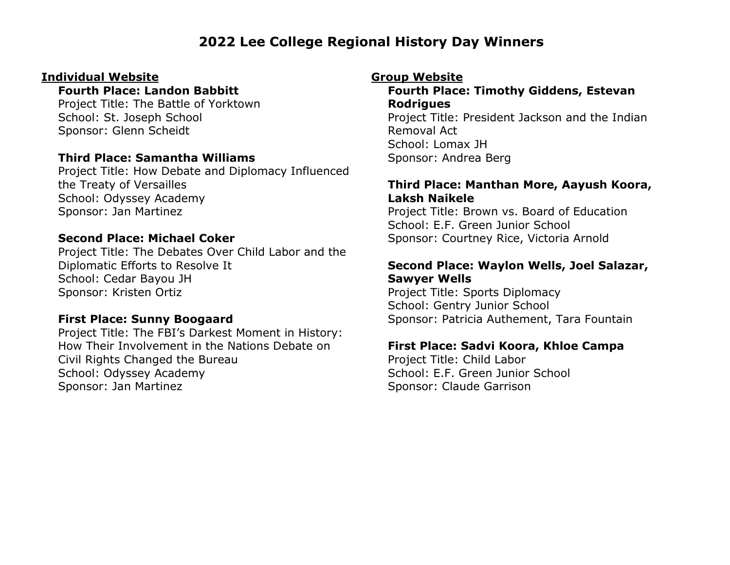# 2022 Lee College Regional History Day Winners

## Individual Website

**Fourth Place: Landon Babbitt**
Project Title: The Battle of Yorktown
School: St. Joseph School
Sponsor: Glenn Scheidt

**Third Place: Samantha Williams**
Project Title: How Debate and Diplomacy Influenced the Treaty of Versailles
School: Odyssey Academy
Sponsor: Jan Martinez

**Second Place: Michael Coker**
Project Title: The Debates Over Child Labor and the Diplomatic Efforts to Resolve It
School: Cedar Bayou JH
Sponsor: Kristen Ortiz

**First Place: Sunny Boogaard**
Project Title: The FBI's Darkest Moment in History: How Their Involvement in the Nations Debate on Civil Rights Changed the Bureau
School: Odyssey Academy
Sponsor: Jan Martinez

## Group Website

**Fourth Place: Timothy Giddens, Estevan Rodrigues**
Project Title: President Jackson and the Indian Removal Act
School: Lomax JH
Sponsor: Andrea Berg

**Third Place: Manthan More, Aayush Koora, Laksh Naikele**
Project Title: Brown vs. Board of Education
School: E.F. Green Junior School
Sponsor: Courtney Rice, Victoria Arnold

**Second Place: Waylon Wells, Joel Salazar, Sawyer Wells**
Project Title: Sports Diplomacy
School: Gentry Junior School
Sponsor: Patricia Authement, Tara Fountain

**First Place: Sadvi Koora, Khloe Campa**
Project Title: Child Labor
School: E.F. Green Junior School
Sponsor: Claude Garrison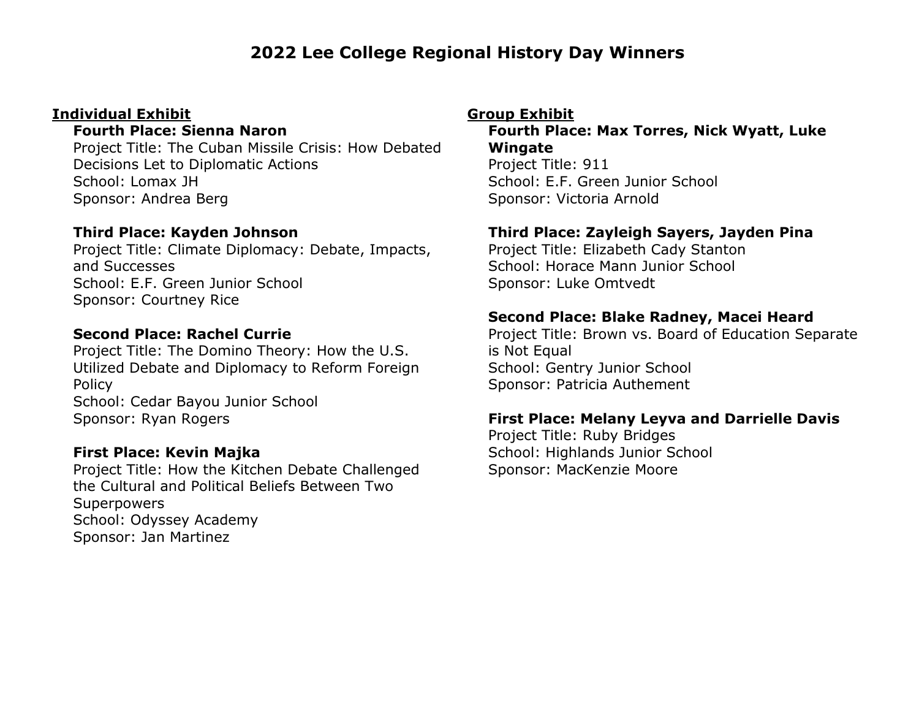# 2022 Lee College Regional History Day Winners

## Individual Exhibit

**Fourth Place: Sienna Naron**
Project Title: The Cuban Missile Crisis: How Debated Decisions Let to Diplomatic Actions
School: Lomax JH
Sponsor: Andrea Berg

**Third Place: Kayden Johnson**
Project Title: Climate Diplomacy: Debate, Impacts, and Successes
School: E.F. Green Junior School
Sponsor: Courtney Rice

**Second Place: Rachel Currie**
Project Title: The Domino Theory: How the U.S. Utilized Debate and Diplomacy to Reform Foreign Policy
School: Cedar Bayou Junior School
Sponsor: Ryan Rogers

**First Place: Kevin Majka**
Project Title: How the Kitchen Debate Challenged the Cultural and Political Beliefs Between Two Superpowers
School: Odyssey Academy
Sponsor: Jan Martinez

## Group Exhibit

**Fourth Place: Max Torres, Nick Wyatt, Luke Wingate**
Project Title: 911
School: E.F. Green Junior School
Sponsor: Victoria Arnold

**Third Place: Zayleigh Sayers, Jayden Pina**
Project Title: Elizabeth Cady Stanton
School: Horace Mann Junior School
Sponsor: Luke Omtvedt

**Second Place: Blake Radney, Macei Heard**
Project Title: Brown vs. Board of Education Separate is Not Equal
School: Gentry Junior School
Sponsor: Patricia Authement

**First Place: Melany Leyva and Darrielle Davis**
Project Title: Ruby Bridges
School: Highlands Junior School
Sponsor: MacKenzie Moore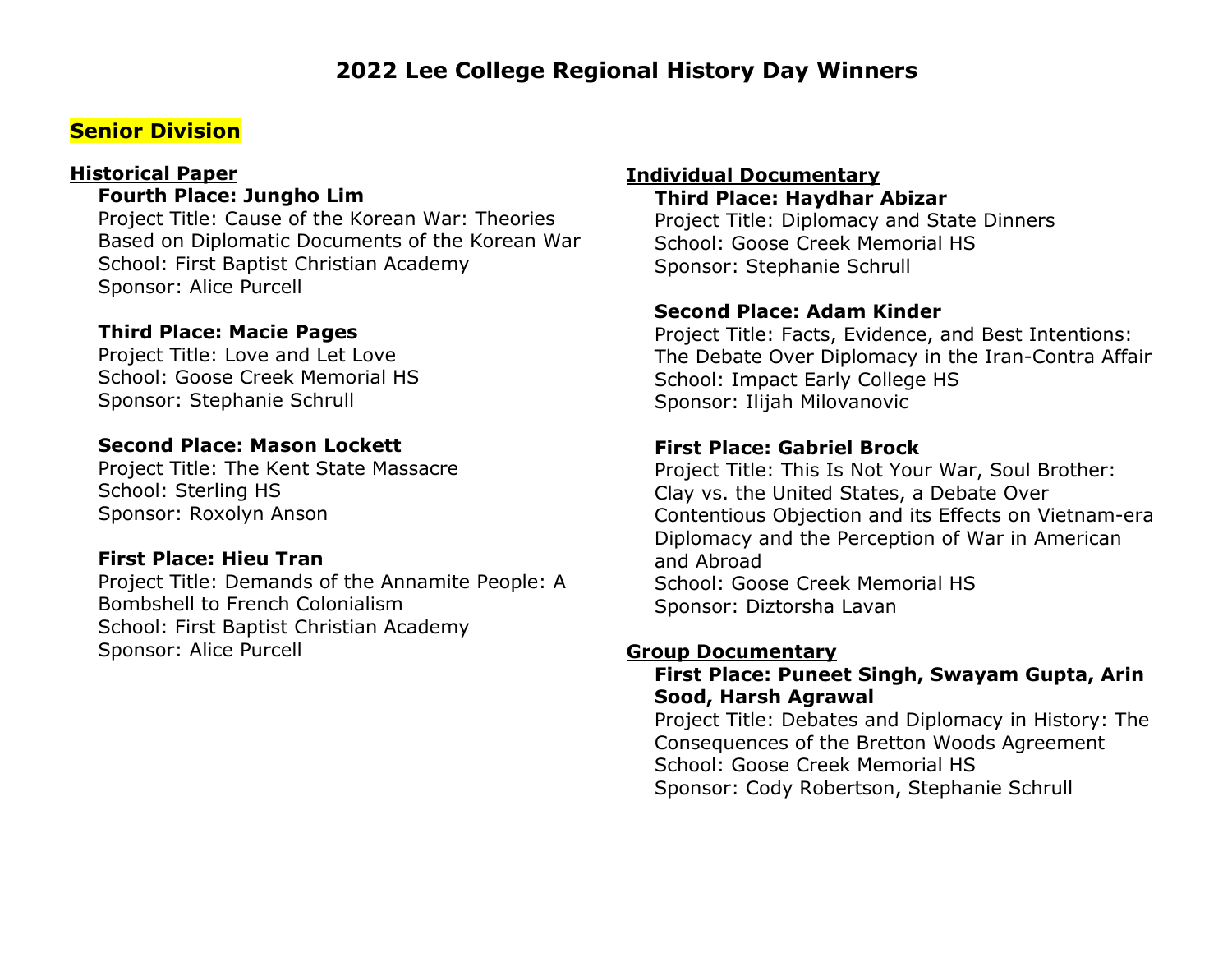# 2022 Lee College Regional History Day Winners

## Senior Division

### Historical Paper

**Fourth Place: Jungho Lim**
Project Title: Cause of the Korean War: Theories Based on Diplomatic Documents of the Korean War
School: First Baptist Christian Academy
Sponsor: Alice Purcell

**Third Place: Macie Pages**
Project Title: Love and Let Love
School: Goose Creek Memorial HS
Sponsor: Stephanie Schrull

**Second Place: Mason Lockett**
Project Title: The Kent State Massacre
School: Sterling HS
Sponsor: Roxolyn Anson

**First Place: Hieu Tran**
Project Title: Demands of the Annamite People: A Bombshell to French Colonialism
School: First Baptist Christian Academy
Sponsor: Alice Purcell

### Individual Documentary

**Third Place: Haydhar Abizar**
Project Title: Diplomacy and State Dinners
School: Goose Creek Memorial HS
Sponsor: Stephanie Schrull

**Second Place: Adam Kinder**
Project Title: Facts, Evidence, and Best Intentions: The Debate Over Diplomacy in the Iran-Contra Affair
School: Impact Early College HS
Sponsor: Ilijah Milovanovic

**First Place: Gabriel Brock**
Project Title: This Is Not Your War, Soul Brother: Clay vs. the United States, a Debate Over Contentious Objection and its Effects on Vietnam-era Diplomacy and the Perception of War in American and Abroad
School: Goose Creek Memorial HS
Sponsor: Diztorsha Lavan

### Group Documentary

**First Place: Puneet Singh, Swayam Gupta, Arin Sood, Harsh Agrawal**
Project Title: Debates and Diplomacy in History: The Consequences of the Bretton Woods Agreement
School: Goose Creek Memorial HS
Sponsor: Cody Robertson, Stephanie Schrull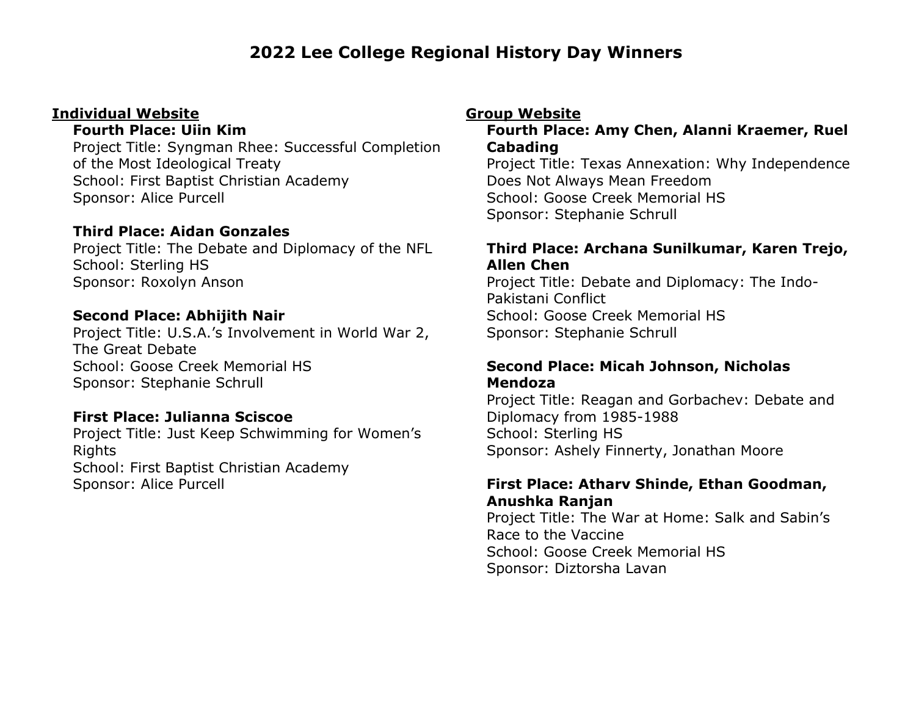# 2022 Lee College Regional History Day Winners

## Individual Website

**Fourth Place: Uiin Kim**
Project Title: Syngman Rhee: Successful Completion of the Most Ideological Treaty
School: First Baptist Christian Academy
Sponsor: Alice Purcell

**Third Place: Aidan Gonzales**
Project Title: The Debate and Diplomacy of the NFL
School: Sterling HS
Sponsor: Roxolyn Anson

**Second Place: Abhijith Nair**
Project Title: U.S.A.'s Involvement in World War 2, The Great Debate
School: Goose Creek Memorial HS
Sponsor: Stephanie Schrull

**First Place: Julianna Sciscoe**
Project Title: Just Keep Schwimming for Women's Rights
School: First Baptist Christian Academy
Sponsor: Alice Purcell

## Group Website

**Fourth Place: Amy Chen, Alanni Kraemer, Ruel Cabading**
Project Title: Texas Annexation: Why Independence Does Not Always Mean Freedom
School: Goose Creek Memorial HS
Sponsor: Stephanie Schrull

**Third Place: Archana Sunilkumar, Karen Trejo, Allen Chen**
Project Title: Debate and Diplomacy: The Indo-Pakistani Conflict
School: Goose Creek Memorial HS
Sponsor: Stephanie Schrull

**Second Place: Micah Johnson, Nicholas Mendoza**
Project Title: Reagan and Gorbachev: Debate and Diplomacy from 1985-1988
School: Sterling HS
Sponsor: Ashely Finnerty, Jonathan Moore

**First Place: Atharv Shinde, Ethan Goodman, Anushka Ranjan**
Project Title: The War at Home: Salk and Sabin's Race to the Vaccine
School: Goose Creek Memorial HS
Sponsor: Diztorsha Lavan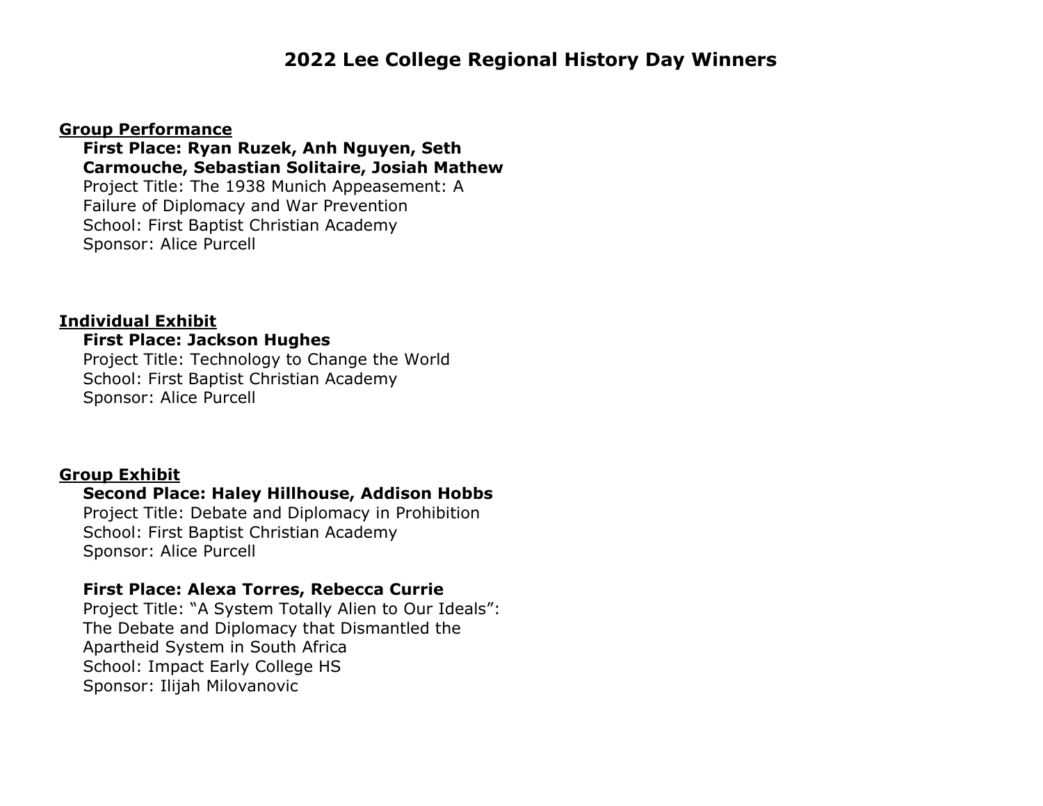# 2022 Lee College Regional History Day Winners

**Group Performance**

**First Place: Ryan Ruzek, Anh Nguyen, Seth Carmouche, Sebastian Solitaire, Josiah Mathew**
Project Title: The 1938 Munich Appeasement: A Failure of Diplomacy and War Prevention
School: First Baptist Christian Academy
Sponsor: Alice Purcell

**Individual Exhibit**

**First Place: Jackson Hughes**
Project Title: Technology to Change the World
School: First Baptist Christian Academy
Sponsor: Alice Purcell

**Group Exhibit**

**Second Place: Haley Hillhouse, Addison Hobbs**
Project Title: Debate and Diplomacy in Prohibition
School: First Baptist Christian Academy
Sponsor: Alice Purcell

**First Place: Alexa Torres, Rebecca Currie**
Project Title: "A System Totally Alien to Our Ideals": The Debate and Diplomacy that Dismantled the Apartheid System in South Africa
School: Impact Early College HS
Sponsor: Ilijah Milovanovic